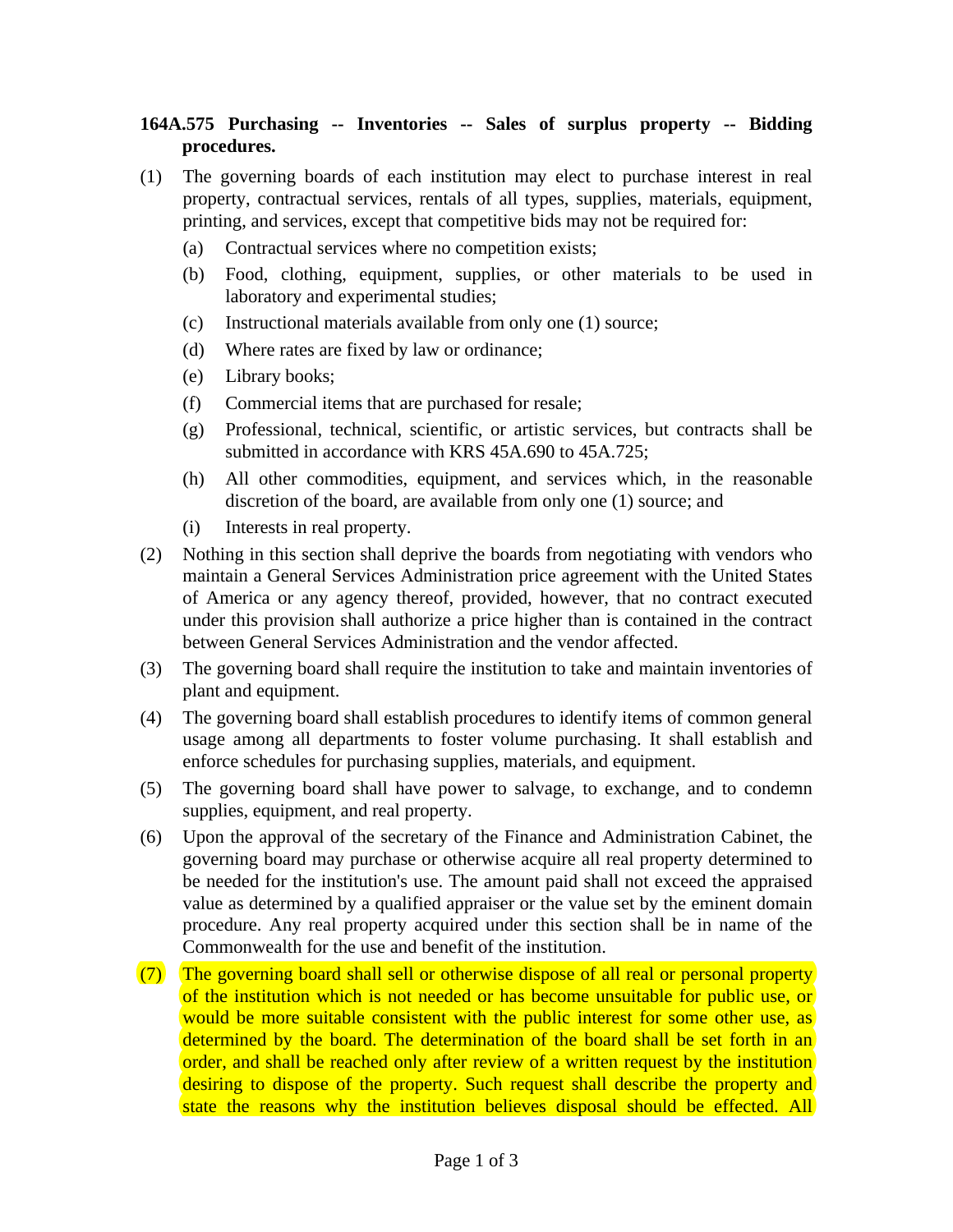**164A.575 Purchasing -- Inventories -- Sales of surplus property -- Bidding procedures.**

(1) The governing boards of each institution may elect to purchase interest in real property, contractual services, rentals of all types, supplies, materials, equipment, printing, and services, except that competitive bids may not be required for:

  (a) Contractual services where no competition exists;

  (b) Food, clothing, equipment, supplies, or other materials to be used in laboratory and experimental studies;

  (c) Instructional materials available from only one (1) source;

  (d) Where rates are fixed by law or ordinance;

  (e) Library books;

  (f) Commercial items that are purchased for resale;

  (g) Professional, technical, scientific, or artistic services, but contracts shall be submitted in accordance with KRS 45A.690 to 45A.725;

  (h) All other commodities, equipment, and services which, in the reasonable discretion of the board, are available from only one (1) source; and

  (i) Interests in real property.

(2) Nothing in this section shall deprive the boards from negotiating with vendors who maintain a General Services Administration price agreement with the United States of America or any agency thereof, provided, however, that no contract executed under this provision shall authorize a price higher than is contained in the contract between General Services Administration and the vendor affected.

(3) The governing board shall require the institution to take and maintain inventories of plant and equipment.

(4) The governing board shall establish procedures to identify items of common general usage among all departments to foster volume purchasing. It shall establish and enforce schedules for purchasing supplies, materials, and equipment.

(5) The governing board shall have power to salvage, to exchange, and to condemn supplies, equipment, and real property.

(6) Upon the approval of the secretary of the Finance and Administration Cabinet, the governing board may purchase or otherwise acquire all real property determined to be needed for the institution's use. The amount paid shall not exceed the appraised value as determined by a qualified appraiser or the value set by the eminent domain procedure. Any real property acquired under this section shall be in name of the Commonwealth for the use and benefit of the institution.

(7) The governing board shall sell or otherwise dispose of all real or personal property of the institution which is not needed or has become unsuitable for public use, or would be more suitable consistent with the public interest for some other use, as determined by the board. The determination of the board shall be set forth in an order, and shall be reached only after review of a written request by the institution desiring to dispose of the property. Such request shall describe the property and state the reasons why the institution believes disposal should be effected. All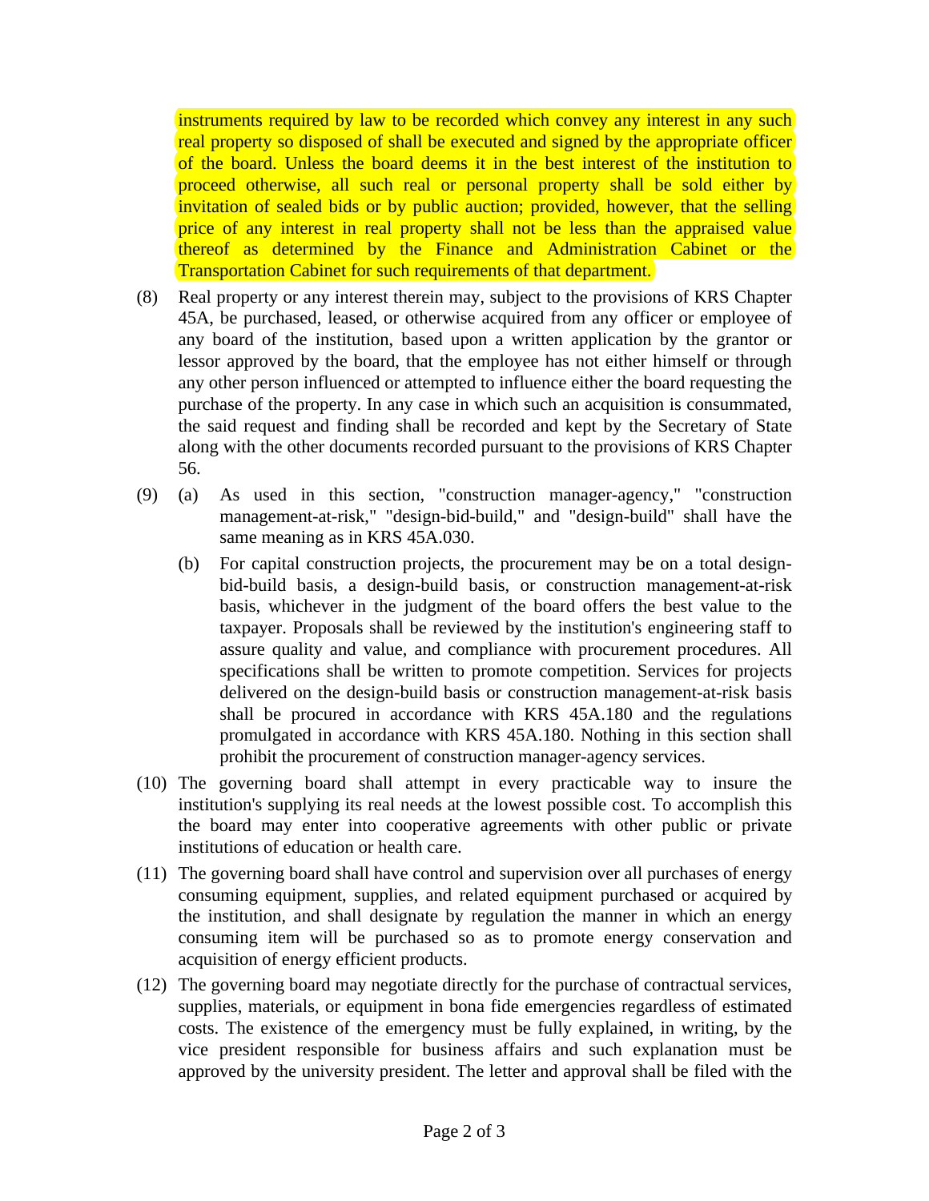instruments required by law to be recorded which convey any interest in any such real property so disposed of shall be executed and signed by the appropriate officer of the board. Unless the board deems it in the best interest of the institution to proceed otherwise, all such real or personal property shall be sold either by invitation of sealed bids or by public auction; provided, however, that the selling price of any interest in real property shall not be less than the appraised value thereof as determined by the Finance and Administration Cabinet or the Transportation Cabinet for such requirements of that department.

(8) Real property or any interest therein may, subject to the provisions of KRS Chapter 45A, be purchased, leased, or otherwise acquired from any officer or employee of any board of the institution, based upon a written application by the grantor or lessor approved by the board, that the employee has not either himself or through any other person influenced or attempted to influence either the board requesting the purchase of the property. In any case in which such an acquisition is consummated, the said request and finding shall be recorded and kept by the Secretary of State along with the other documents recorded pursuant to the provisions of KRS Chapter 56.

(9) (a) As used in this section, "construction manager-agency," "construction management-at-risk," "design-bid-build," and "design-build" shall have the same meaning as in KRS 45A.030.

(b) For capital construction projects, the procurement may be on a total design-bid-build basis, a design-build basis, or construction management-at-risk basis, whichever in the judgment of the board offers the best value to the taxpayer. Proposals shall be reviewed by the institution's engineering staff to assure quality and value, and compliance with procurement procedures. All specifications shall be written to promote competition. Services for projects delivered on the design-build basis or construction management-at-risk basis shall be procured in accordance with KRS 45A.180 and the regulations promulgated in accordance with KRS 45A.180. Nothing in this section shall prohibit the procurement of construction manager-agency services.

(10) The governing board shall attempt in every practicable way to insure the institution's supplying its real needs at the lowest possible cost. To accomplish this the board may enter into cooperative agreements with other public or private institutions of education or health care.

(11) The governing board shall have control and supervision over all purchases of energy consuming equipment, supplies, and related equipment purchased or acquired by the institution, and shall designate by regulation the manner in which an energy consuming item will be purchased so as to promote energy conservation and acquisition of energy efficient products.

(12) The governing board may negotiate directly for the purchase of contractual services, supplies, materials, or equipment in bona fide emergencies regardless of estimated costs. The existence of the emergency must be fully explained, in writing, by the vice president responsible for business affairs and such explanation must be approved by the university president. The letter and approval shall be filed with the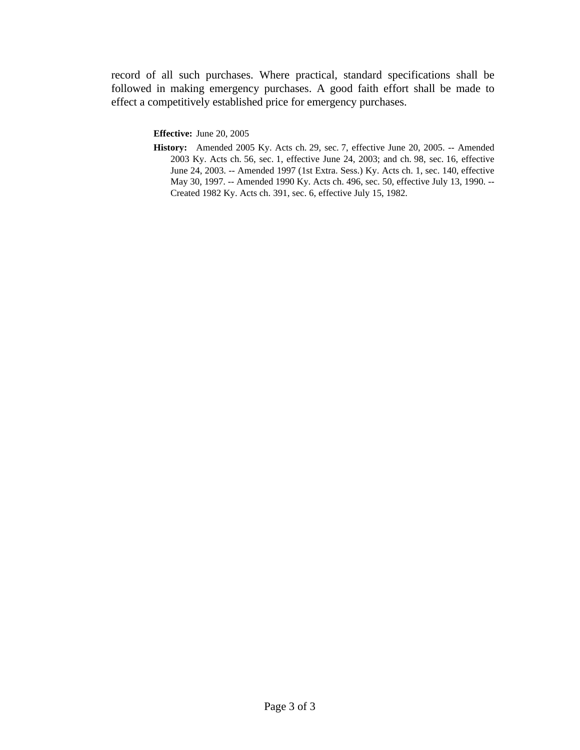record of all such purchases. Where practical, standard specifications shall be followed in making emergency purchases. A good faith effort shall be made to effect a competitively established price for emergency purchases.

**Effective:** June 20, 2005

**History:** Amended 2005 Ky. Acts ch. 29, sec. 7, effective June 20, 2005. -- Amended 2003 Ky. Acts ch. 56, sec. 1, effective June 24, 2003; and ch. 98, sec. 16, effective June 24, 2003. -- Amended 1997 (1st Extra. Sess.) Ky. Acts ch. 1, sec. 140, effective May 30, 1997. -- Amended 1990 Ky. Acts ch. 496, sec. 50, effective July 13, 1990. -- Created 1982 Ky. Acts ch. 391, sec. 6, effective July 15, 1982.